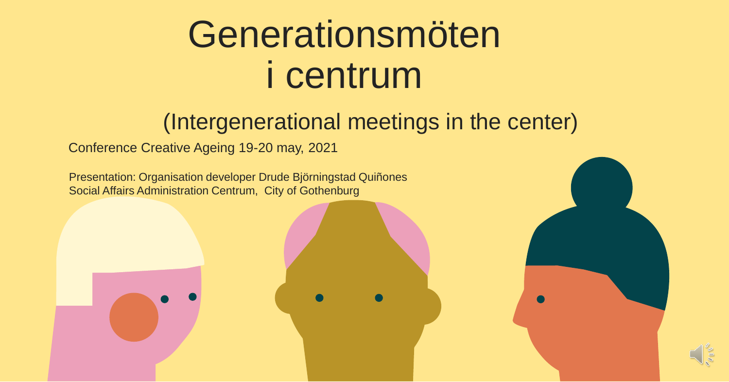# Generationsmöten i centrum

## (Intergenerational meetings in the center)

Conference Creative Ageing 19-20 may, 2021

Presentation: Organisation developer Drude Björningstad Quiñones
Social Affairs Administration Centrum, City of Gothenburg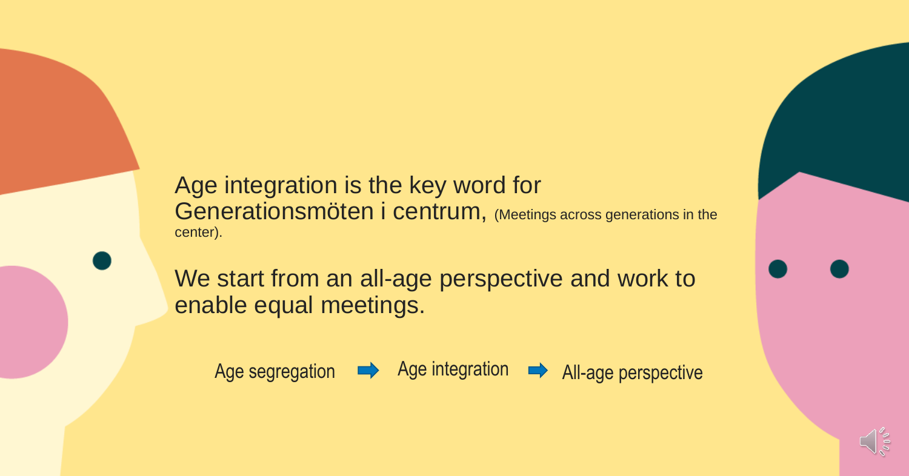Age integration is the key word for Generationsmöten i centrum, (Meetings across generations in the center).

We start from an all-age perspective and work to enable equal meetings.

Age segregation ➡ Age integration ➡ All-age perspective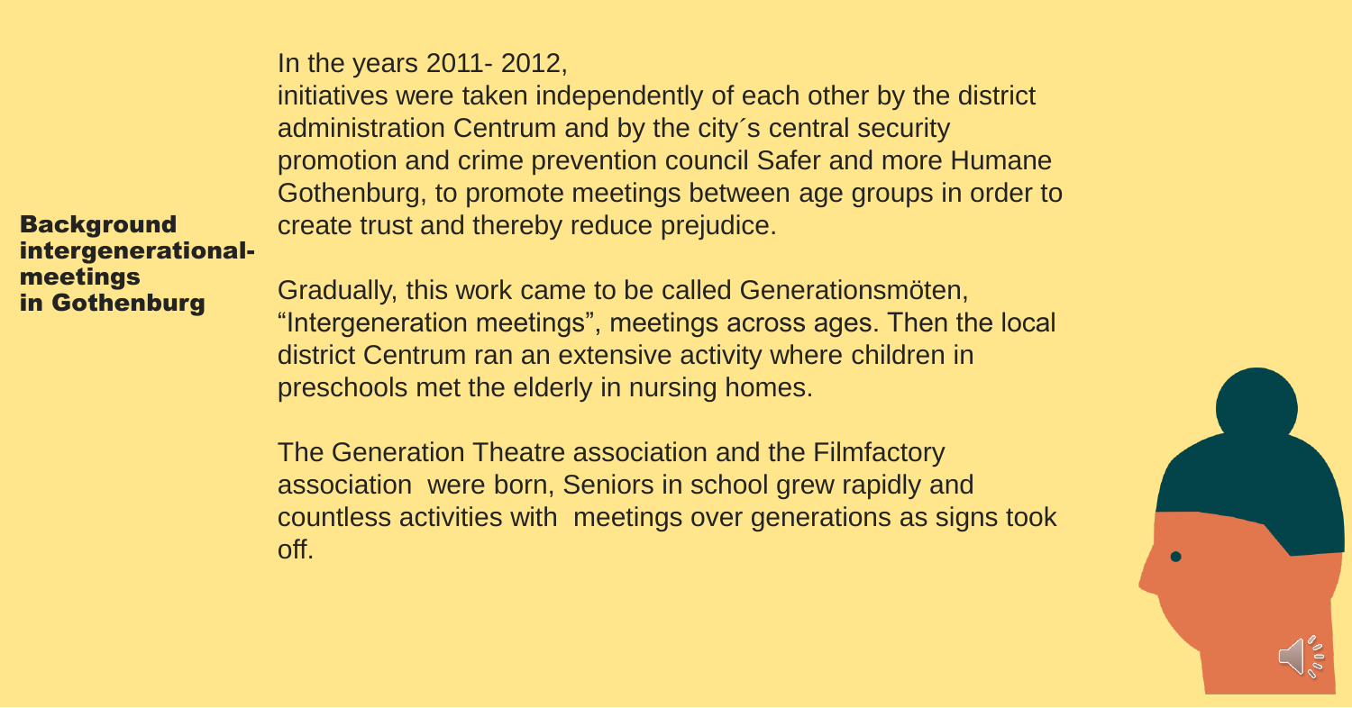## Background intergenerational-meetings in Gothenburg

In the years 2011- 2012,
initiatives were taken independently of each other by the district administration Centrum and by the city´s central security promotion and crime prevention council Safer and more Humane Gothenburg, to promote meetings between age groups in order to create trust and thereby reduce prejudice.

Gradually, this work came to be called Generationsmöten, “Intergeneration meetings”, meetings across ages. Then the local district Centrum ran an extensive activity where children in preschools met the elderly in nursing homes.

The Generation Theatre association and the Filmfactory association were born, Seniors in school grew rapidly and countless activities with meetings over generations as signs took off.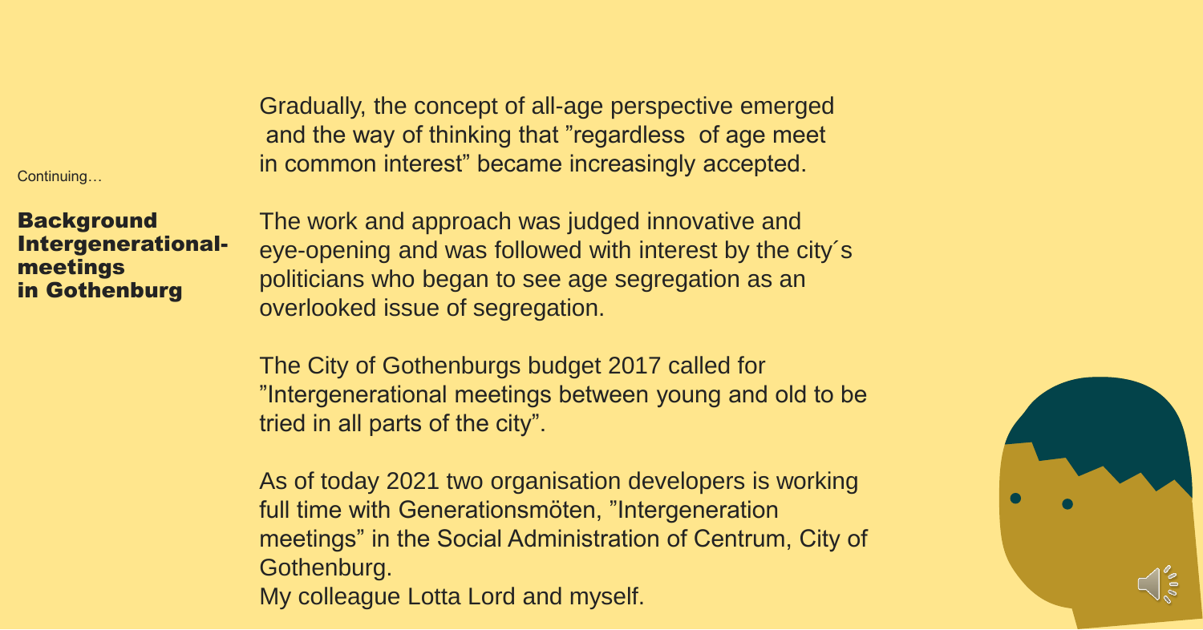Continuing…

## Background Intergenerational-meetings in Gothenburg

Gradually, the concept of all-age perspective emerged and the way of thinking that ”regardless of age meet in common interest” became increasingly accepted.

The work and approach was judged innovative and eye-opening and was followed with interest by the city´s politicians who began to see age segregation as an overlooked issue of segregation.

The City of Gothenburgs budget 2017 called for ”Intergenerational meetings between young and old to be tried in all parts of the city”.

As of today 2021 two organisation developers is working full time with Generationsmöten, ”Intergeneration meetings” in the Social Administration of Centrum, City of Gothenburg.
My colleague Lotta Lord and myself.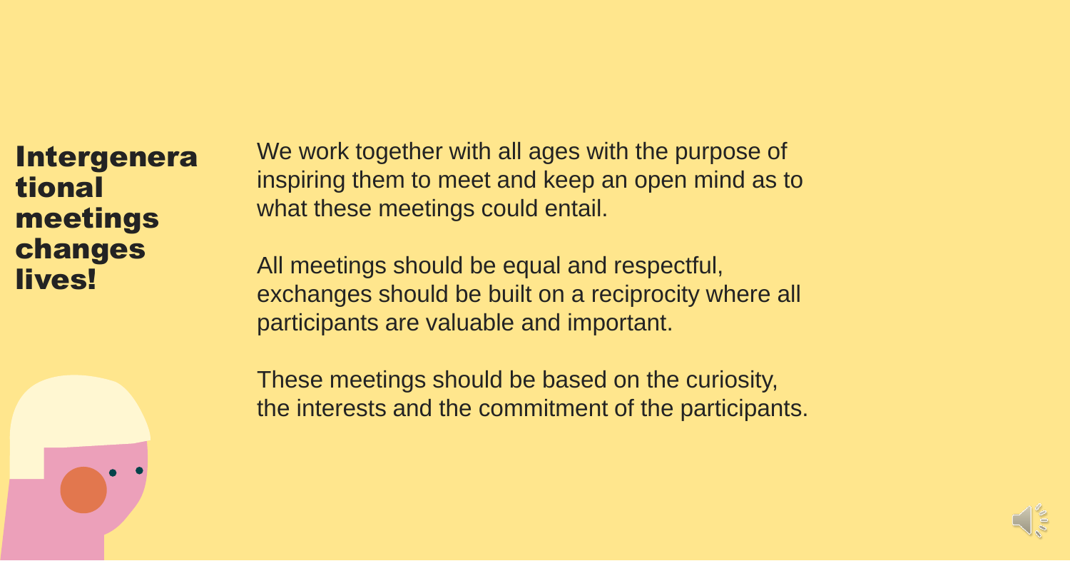# Intergenerational meetings changes lives!

We work together with all ages with the purpose of inspiring them to meet and keep an open mind as to what these meetings could entail.

All meetings should be equal and respectful, exchanges should be built on a reciprocity where all participants are valuable and important.

These meetings should be based on the curiosity, the interests and the commitment of the participants.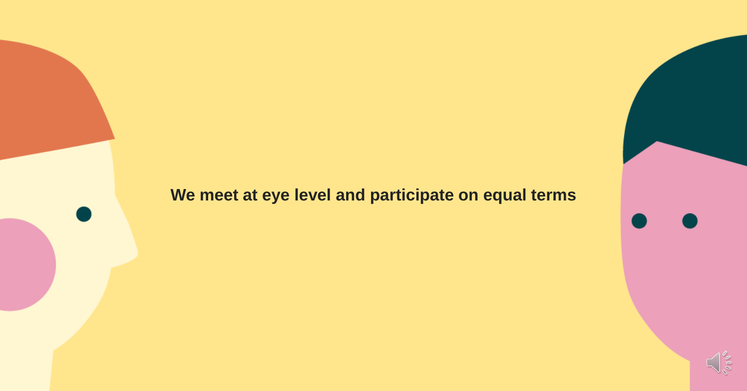**We meet at eye level and participate on equal terms**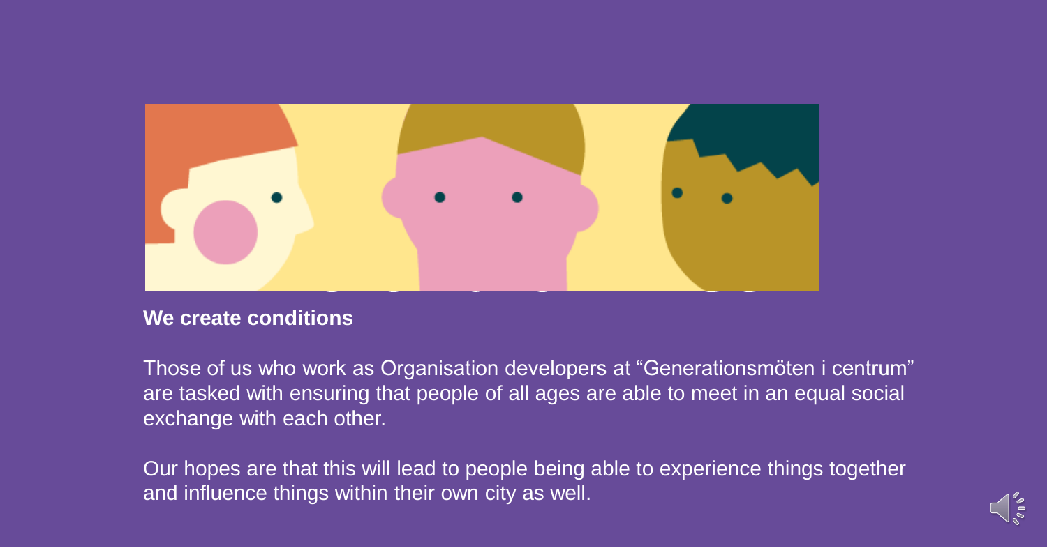**We create conditions**

Those of us who work as Organisation developers at “Generationsmöten i centrum” are tasked with ensuring that people of all ages are able to meet in an equal social exchange with each other.

Our hopes are that this will lead to people being able to experience things together and influence things within their own city as well.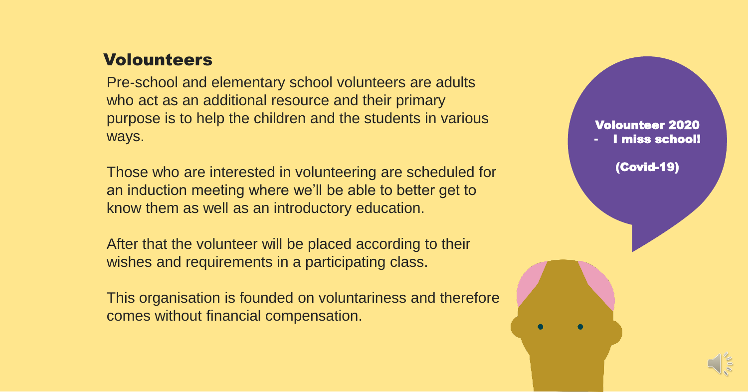## Volounteers

Pre-school and elementary school volunteers are adults who act as an additional resource and their primary purpose is to help the children and the students in various ways.

Those who are interested in volunteering are scheduled for an induction meeting where we'll be able to better get to know them as well as an introductory education.

After that the volunteer will be placed according to their wishes and requirements in a participating class.

This organisation is founded on voluntariness and therefore comes without financial compensation.

**Volounteer 2020**
**- I miss school!**

**(Covid-19)**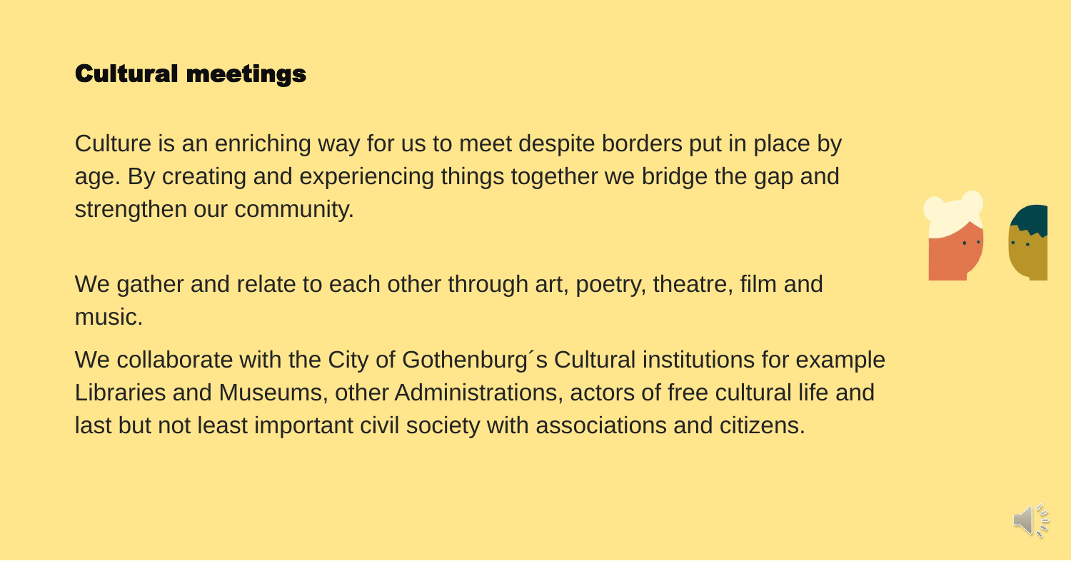## Cultural meetings

Culture is an enriching way for us to meet despite borders put in place by age. By creating and experiencing things together we bridge the gap and strengthen our community.

We gather and relate to each other through art, poetry, theatre, film and music.

We collaborate with the City of Gothenburg´s Cultural institutions for example Libraries and Museums, other Administrations, actors of free cultural life and last but not least important civil society with associations and citizens.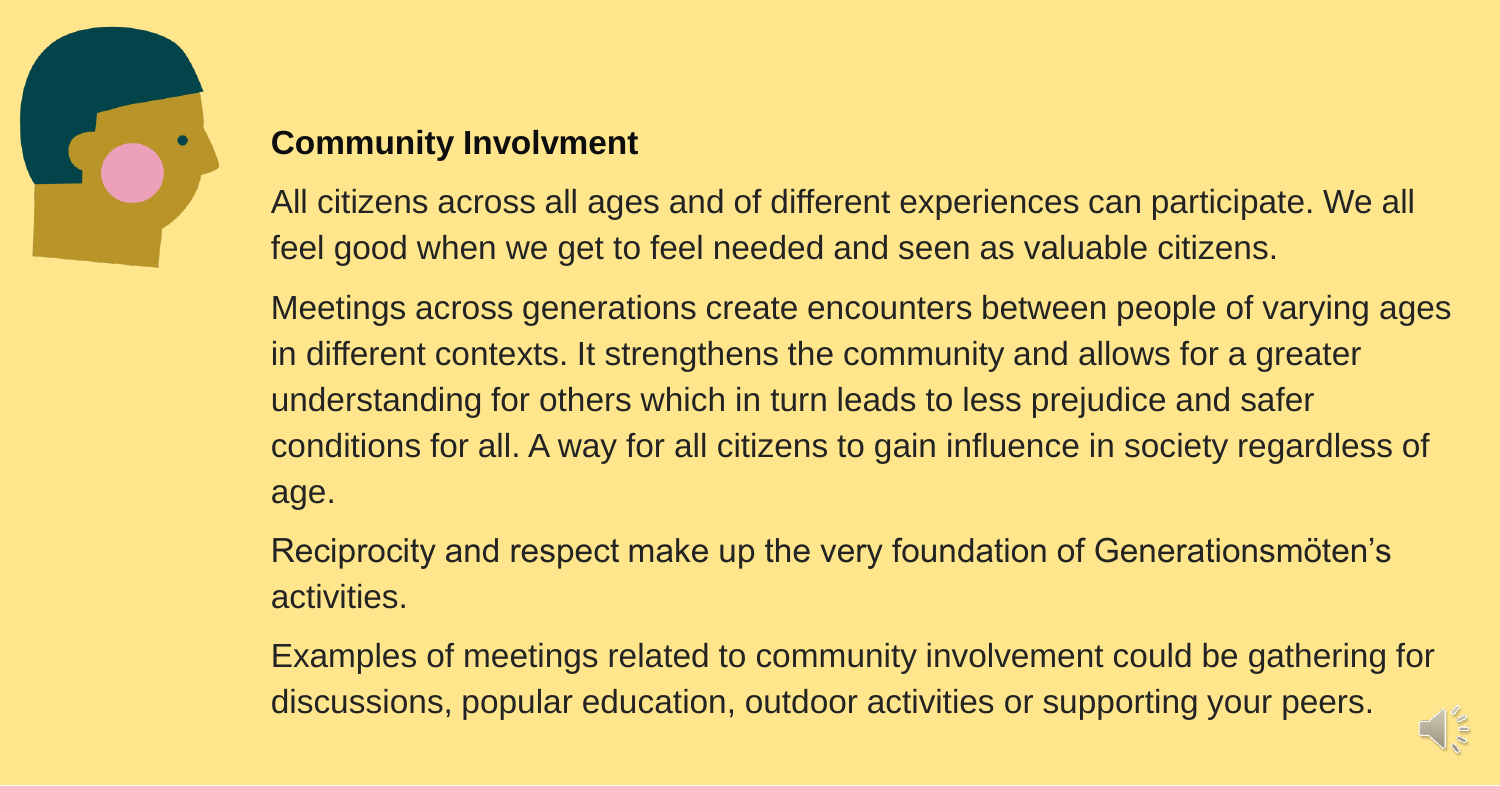**Community Involvment**

All citizens across all ages and of different experiences can participate. We all feel good when we get to feel needed and seen as valuable citizens.

Meetings across generations create encounters between people of varying ages in different contexts. It strengthens the community and allows for a greater understanding for others which in turn leads to less prejudice and safer conditions for all. A way for all citizens to gain influence in society regardless of age.

Reciprocity and respect make up the very foundation of Generationsmöten's activities.

Examples of meetings related to community involvement could be gathering for discussions, popular education, outdoor activities or supporting your peers.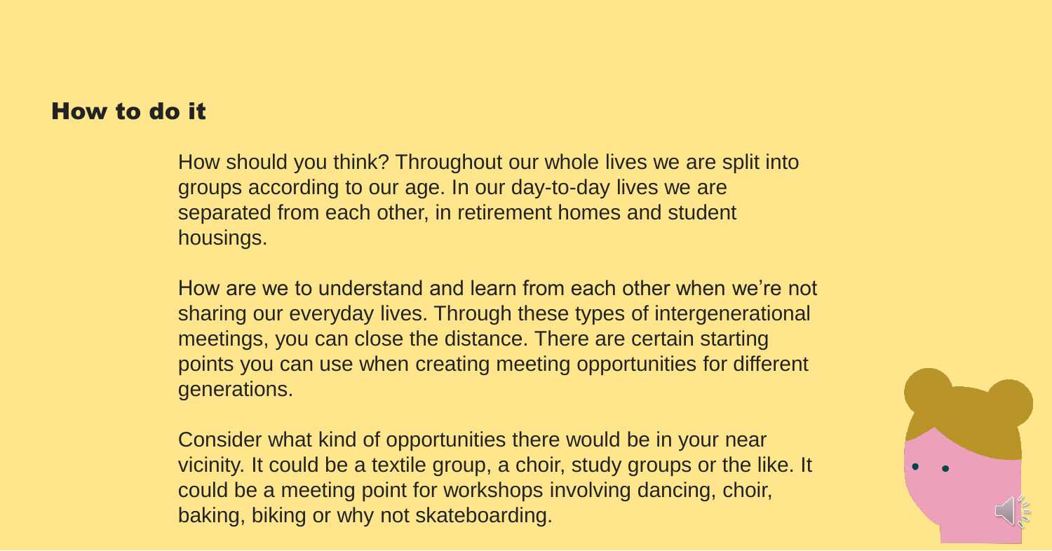## How to do it

How should you think? Throughout our whole lives we are split into groups according to our age. In our day-to-day lives we are separated from each other, in retirement homes and student housings.

How are we to understand and learn from each other when we're not sharing our everyday lives. Through these types of intergenerational meetings, you can close the distance. There are certain starting points you can use when creating meeting opportunities for different generations.

Consider what kind of opportunities there would be in your near vicinity. It could be a textile group, a choir, study groups or the like. It could be a meeting point for workshops involving dancing, choir, baking, biking or why not skateboarding.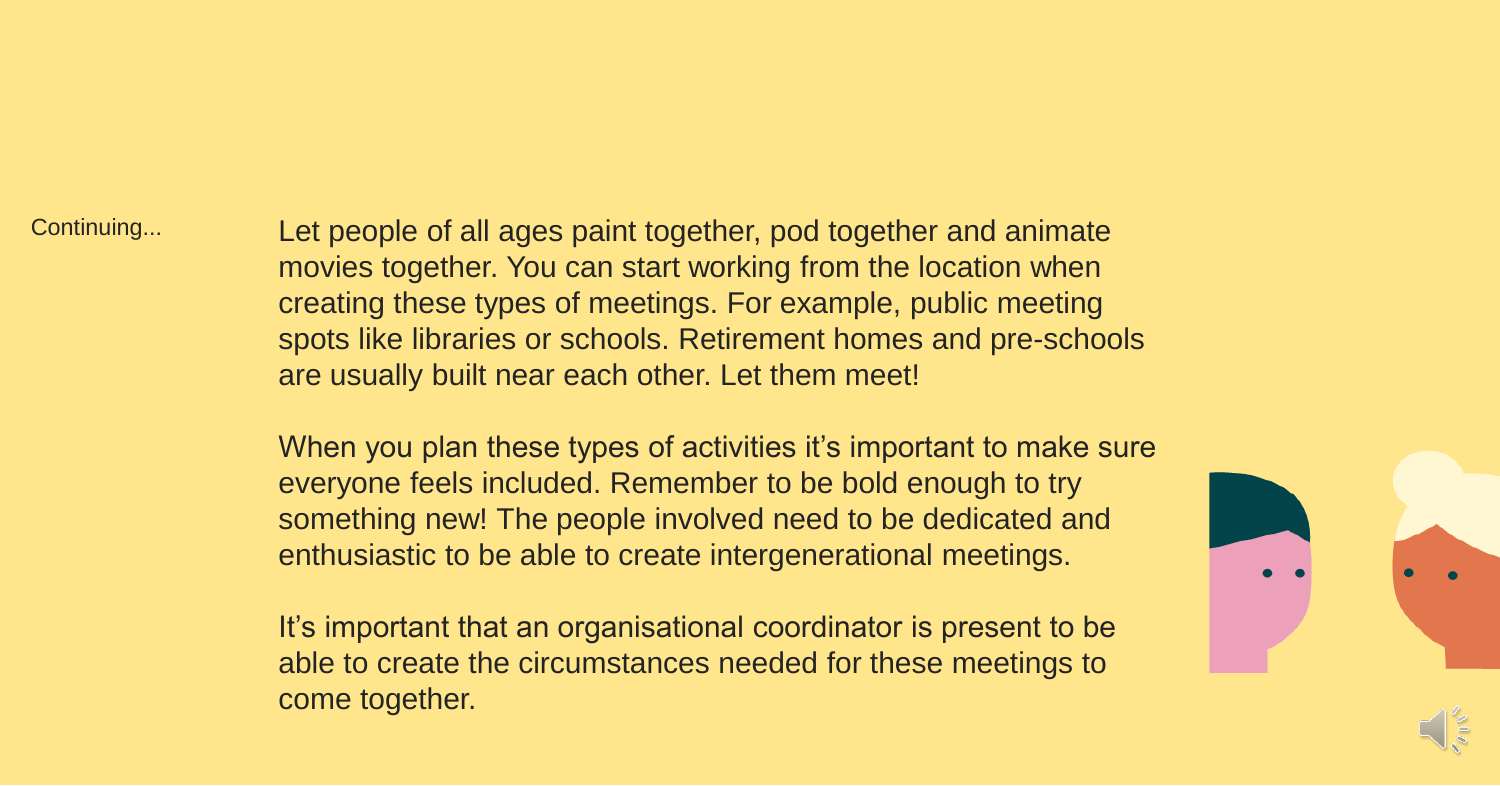Continuing...

Let people of all ages paint together, pod together and animate movies together. You can start working from the location when creating these types of meetings. For example, public meeting spots like libraries or schools. Retirement homes and pre-schools are usually built near each other. Let them meet!

When you plan these types of activities it's important to make sure everyone feels included. Remember to be bold enough to try something new! The people involved need to be dedicated and enthusiastic to be able to create intergenerational meetings.

It's important that an organisational coordinator is present to be able to create the circumstances needed for these meetings to come together.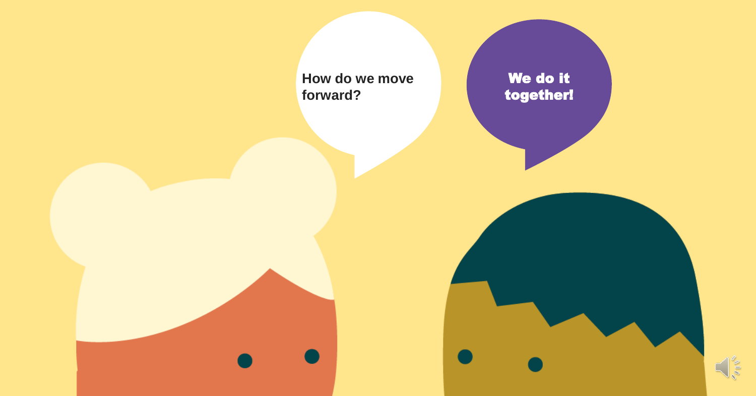How do we move forward?

We do it together!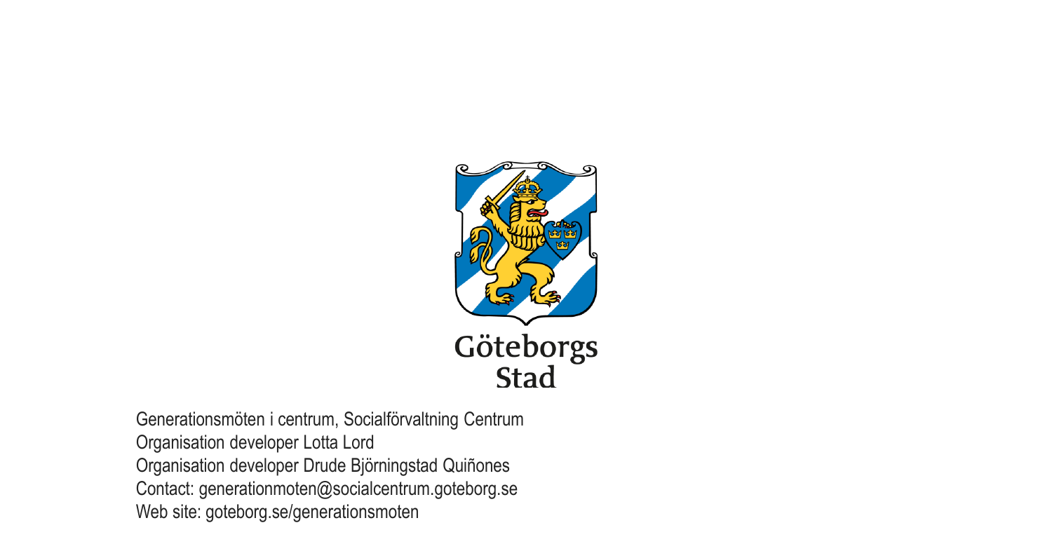Göteborgs Stad

Generationsmöten i centrum, Socialförvaltning Centrum
Organisation developer Lotta Lord
Organisation developer Drude Björningstad Quiñones
Contact: generationmoten@socialcentrum.goteborg.se
Web site: goteborg.se/generationsmoten